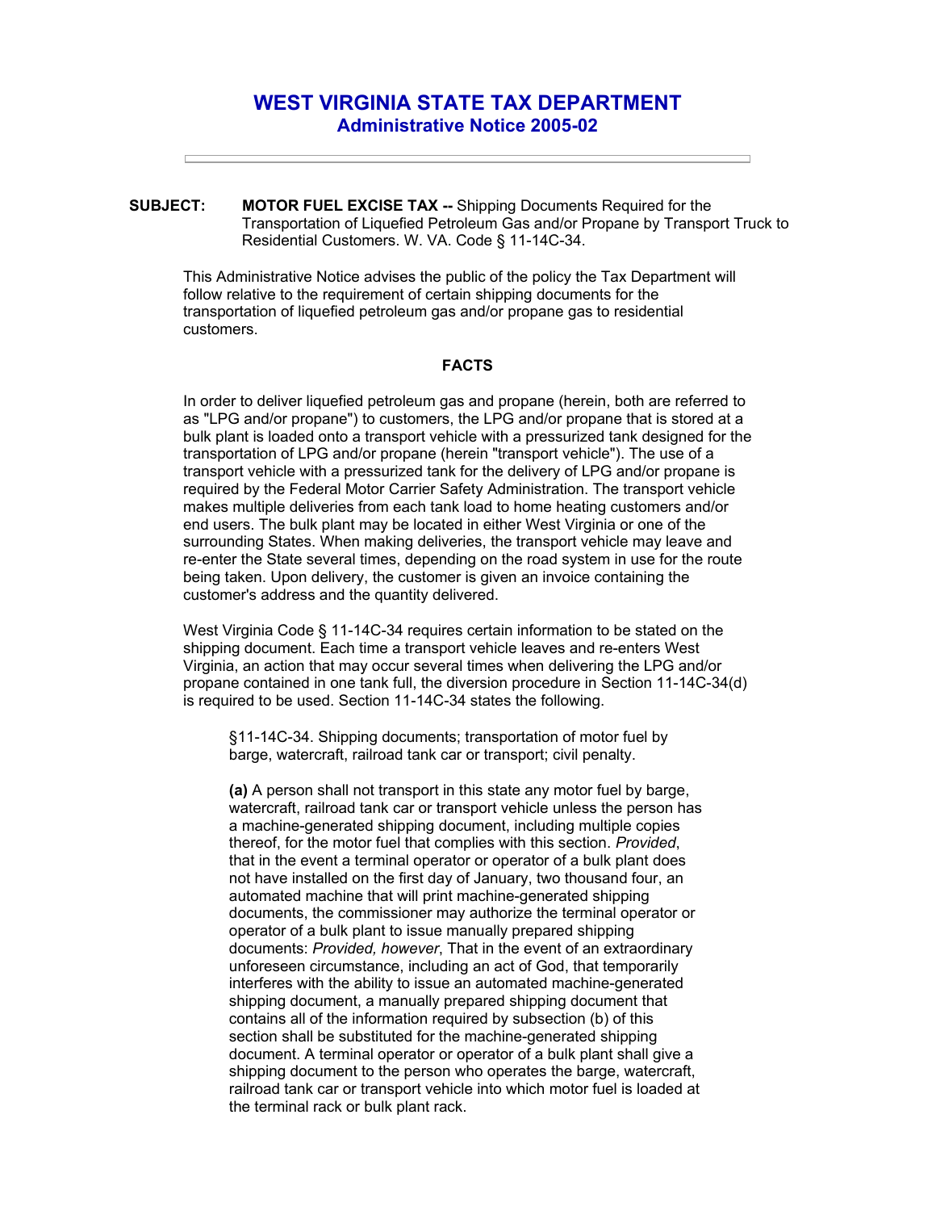# WEST VIRGINIA STATE TAX DEPARTMENT
## Administrative Notice 2005-02

---

**SUBJECT:** **MOTOR FUEL EXCISE TAX --** Shipping Documents Required for the Transportation of Liquefied Petroleum Gas and/or Propane by Transport Truck to Residential Customers. W. VA. Code § 11-14C-34.

This Administrative Notice advises the public of the policy the Tax Department will follow relative to the requirement of certain shipping documents for the transportation of liquefied petroleum gas and/or propane gas to residential customers.

### FACTS

In order to deliver liquefied petroleum gas and propane (herein, both are referred to as "LPG and/or propane") to customers, the LPG and/or propane that is stored at a bulk plant is loaded onto a transport vehicle with a pressurized tank designed for the transportation of LPG and/or propane (herein "transport vehicle"). The use of a transport vehicle with a pressurized tank for the delivery of LPG and/or propane is required by the Federal Motor Carrier Safety Administration. The transport vehicle makes multiple deliveries from each tank load to home heating customers and/or end users. The bulk plant may be located in either West Virginia or one of the surrounding States. When making deliveries, the transport vehicle may leave and re-enter the State several times, depending on the road system in use for the route being taken. Upon delivery, the customer is given an invoice containing the customer's address and the quantity delivered.

West Virginia Code § 11-14C-34 requires certain information to be stated on the shipping document. Each time a transport vehicle leaves and re-enters West Virginia, an action that may occur several times when delivering the LPG and/or propane contained in one tank full, the diversion procedure in Section 11-14C-34(d) is required to be used. Section 11-14C-34 states the following.

> §11-14C-34. Shipping documents; transportation of motor fuel by barge, watercraft, railroad tank car or transport; civil penalty.
>
> **(a)** A person shall not transport in this state any motor fuel by barge, watercraft, railroad tank car or transport vehicle unless the person has a machine-generated shipping document, including multiple copies thereof, for the motor fuel that complies with this section. *Provided*, that in the event a terminal operator or operator of a bulk plant does not have installed on the first day of January, two thousand four, an automated machine that will print machine-generated shipping documents, the commissioner may authorize the terminal operator or operator of a bulk plant to issue manually prepared shipping documents: *Provided, however*, That in the event of an extraordinary unforeseen circumstance, including an act of God, that temporarily interferes with the ability to issue an automated machine-generated shipping document, a manually prepared shipping document that contains all of the information required by subsection (b) of this section shall be substituted for the machine-generated shipping document. A terminal operator or operator of a bulk plant shall give a shipping document to the person who operates the barge, watercraft, railroad tank car or transport vehicle into which motor fuel is loaded at the terminal rack or bulk plant rack.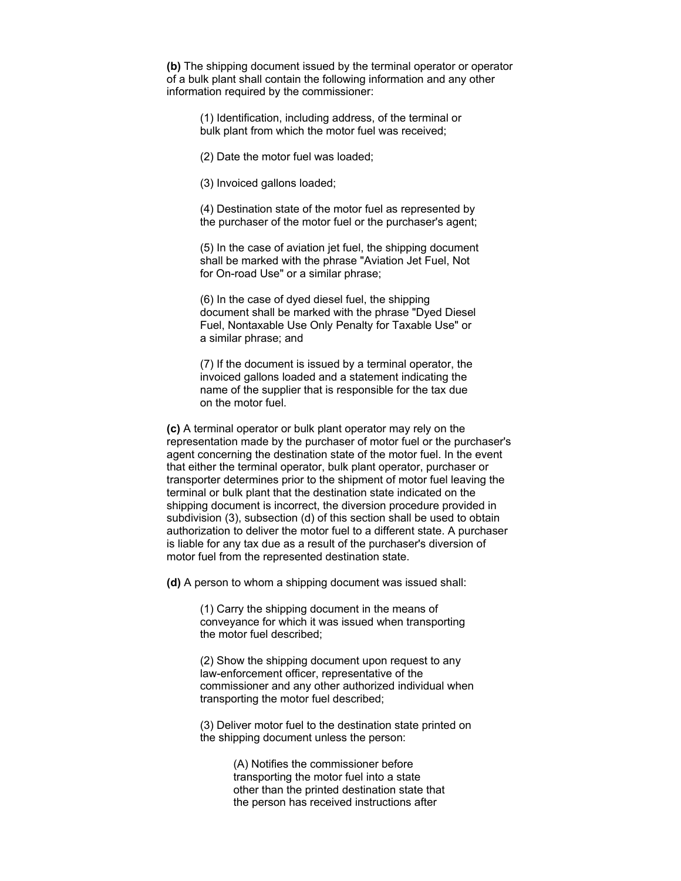**(b)** The shipping document issued by the terminal operator or operator of a bulk plant shall contain the following information and any other information required by the commissioner:

(1) Identification, including address, of the terminal or bulk plant from which the motor fuel was received;

(2) Date the motor fuel was loaded;

(3) Invoiced gallons loaded;

(4) Destination state of the motor fuel as represented by the purchaser of the motor fuel or the purchaser's agent;

(5) In the case of aviation jet fuel, the shipping document shall be marked with the phrase "Aviation Jet Fuel, Not for On-road Use" or a similar phrase;

(6) In the case of dyed diesel fuel, the shipping document shall be marked with the phrase "Dyed Diesel Fuel, Nontaxable Use Only Penalty for Taxable Use" or a similar phrase; and

(7) If the document is issued by a terminal operator, the invoiced gallons loaded and a statement indicating the name of the supplier that is responsible for the tax due on the motor fuel.

**(c)** A terminal operator or bulk plant operator may rely on the representation made by the purchaser of motor fuel or the purchaser's agent concerning the destination state of the motor fuel. In the event that either the terminal operator, bulk plant operator, purchaser or transporter determines prior to the shipment of motor fuel leaving the terminal or bulk plant that the destination state indicated on the shipping document is incorrect, the diversion procedure provided in subdivision (3), subsection (d) of this section shall be used to obtain authorization to deliver the motor fuel to a different state. A purchaser is liable for any tax due as a result of the purchaser's diversion of motor fuel from the represented destination state.

**(d)** A person to whom a shipping document was issued shall:

(1) Carry the shipping document in the means of conveyance for which it was issued when transporting the motor fuel described;

(2) Show the shipping document upon request to any law-enforcement officer, representative of the commissioner and any other authorized individual when transporting the motor fuel described;

(3) Deliver motor fuel to the destination state printed on the shipping document unless the person:

(A) Notifies the commissioner before transporting the motor fuel into a state other than the printed destination state that the person has received instructions after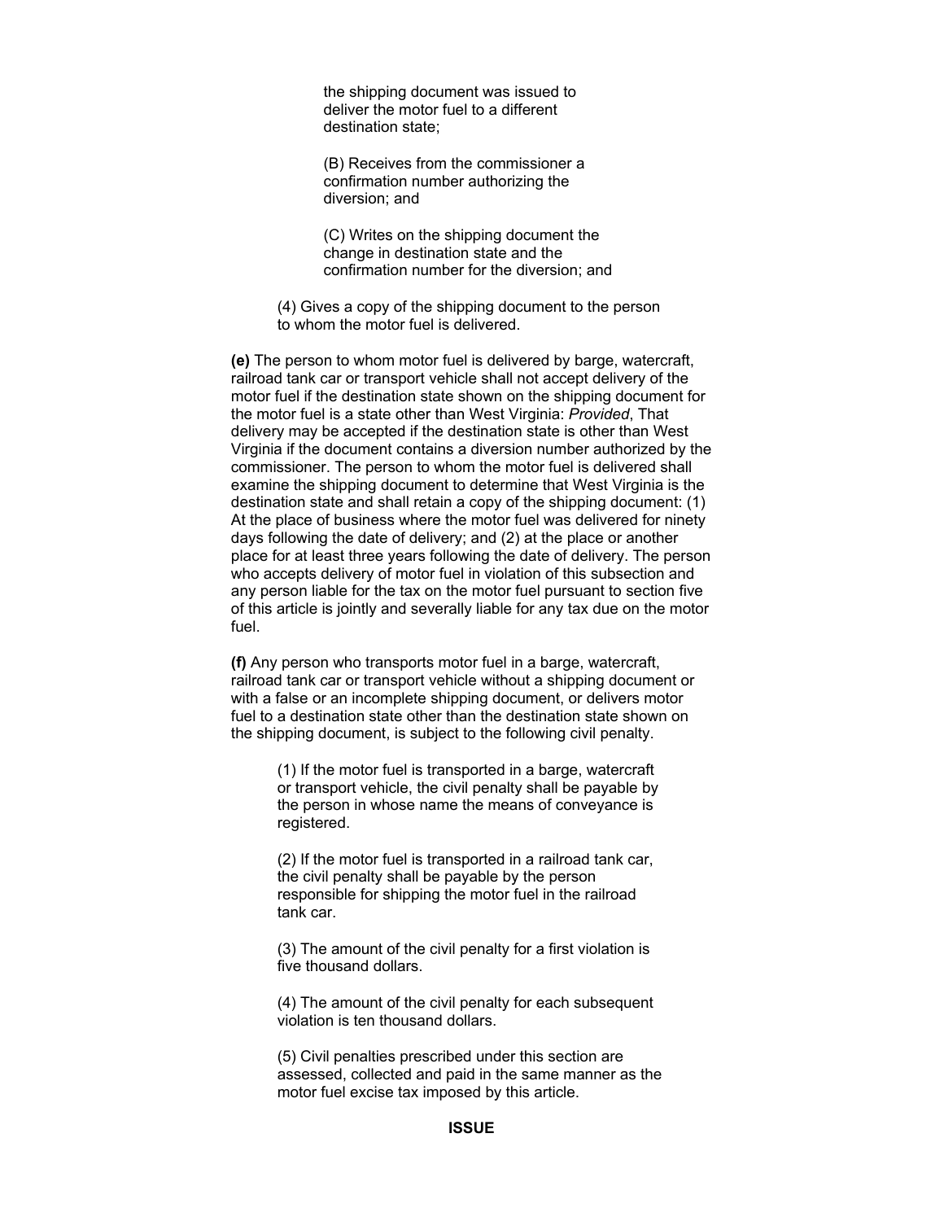the shipping document was issued to deliver the motor fuel to a different destination state;

(B) Receives from the commissioner a confirmation number authorizing the diversion; and

(C) Writes on the shipping document the change in destination state and the confirmation number for the diversion; and

(4) Gives a copy of the shipping document to the person to whom the motor fuel is delivered.

**(e)** The person to whom motor fuel is delivered by barge, watercraft, railroad tank car or transport vehicle shall not accept delivery of the motor fuel if the destination state shown on the shipping document for the motor fuel is a state other than West Virginia: *Provided*, That delivery may be accepted if the destination state is other than West Virginia if the document contains a diversion number authorized by the commissioner. The person to whom the motor fuel is delivered shall examine the shipping document to determine that West Virginia is the destination state and shall retain a copy of the shipping document: (1) At the place of business where the motor fuel was delivered for ninety days following the date of delivery; and (2) at the place or another place for at least three years following the date of delivery. The person who accepts delivery of motor fuel in violation of this subsection and any person liable for the tax on the motor fuel pursuant to section five of this article is jointly and severally liable for any tax due on the motor fuel.

**(f)** Any person who transports motor fuel in a barge, watercraft, railroad tank car or transport vehicle without a shipping document or with a false or an incomplete shipping document, or delivers motor fuel to a destination state other than the destination state shown on the shipping document, is subject to the following civil penalty.

(1) If the motor fuel is transported in a barge, watercraft or transport vehicle, the civil penalty shall be payable by the person in whose name the means of conveyance is registered.

(2) If the motor fuel is transported in a railroad tank car, the civil penalty shall be payable by the person responsible for shipping the motor fuel in the railroad tank car.

(3) The amount of the civil penalty for a first violation is five thousand dollars.

(4) The amount of the civil penalty for each subsequent violation is ten thousand dollars.

(5) Civil penalties prescribed under this section are assessed, collected and paid in the same manner as the motor fuel excise tax imposed by this article.

**ISSUE**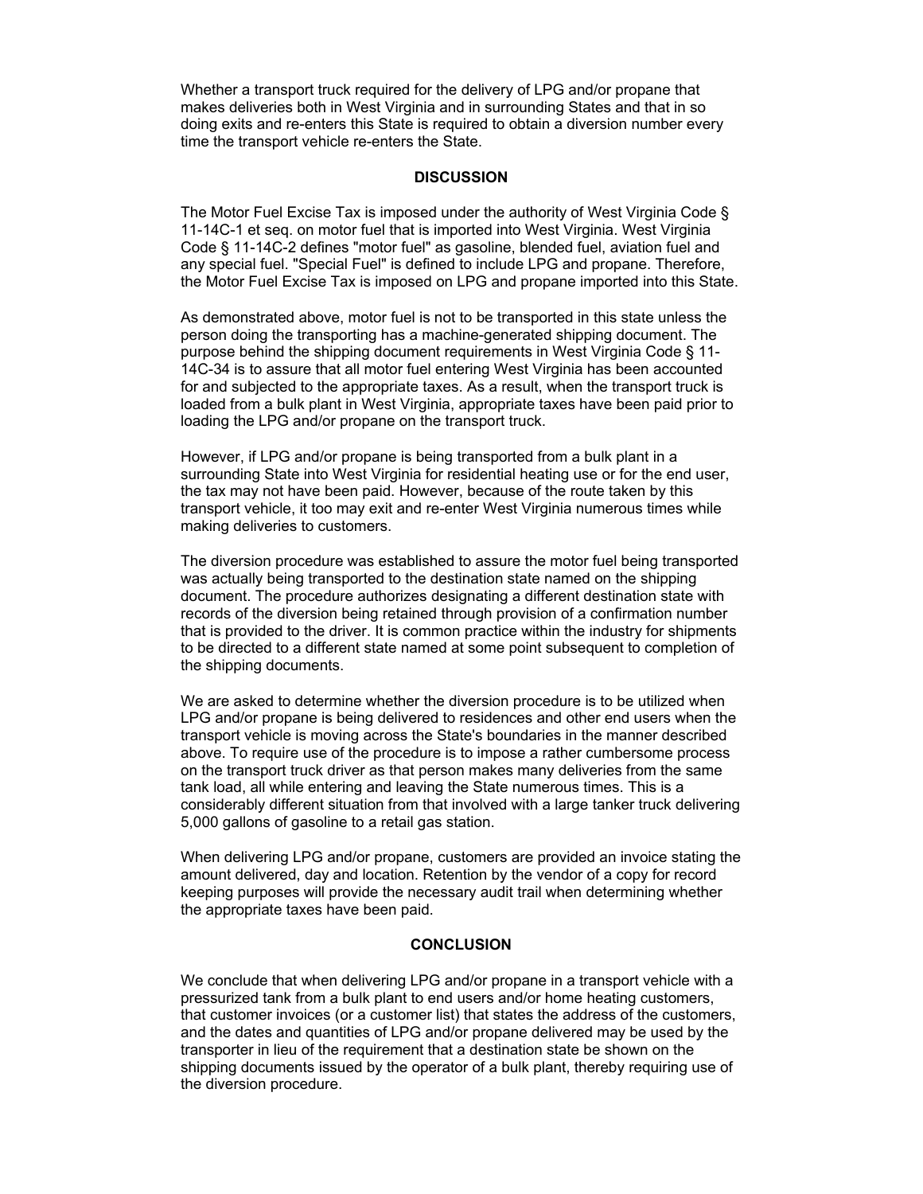Whether a transport truck required for the delivery of LPG and/or propane that makes deliveries both in West Virginia and in surrounding States and that in so doing exits and re-enters this State is required to obtain a diversion number every time the transport vehicle re-enters the State.

## DISCUSSION

The Motor Fuel Excise Tax is imposed under the authority of West Virginia Code § 11-14C-1 et seq. on motor fuel that is imported into West Virginia. West Virginia Code § 11-14C-2 defines "motor fuel" as gasoline, blended fuel, aviation fuel and any special fuel. "Special Fuel" is defined to include LPG and propane. Therefore, the Motor Fuel Excise Tax is imposed on LPG and propane imported into this State.

As demonstrated above, motor fuel is not to be transported in this state unless the person doing the transporting has a machine-generated shipping document. The purpose behind the shipping document requirements in West Virginia Code § 11-14C-34 is to assure that all motor fuel entering West Virginia has been accounted for and subjected to the appropriate taxes. As a result, when the transport truck is loaded from a bulk plant in West Virginia, appropriate taxes have been paid prior to loading the LPG and/or propane on the transport truck.

However, if LPG and/or propane is being transported from a bulk plant in a surrounding State into West Virginia for residential heating use or for the end user, the tax may not have been paid. However, because of the route taken by this transport vehicle, it too may exit and re-enter West Virginia numerous times while making deliveries to customers.

The diversion procedure was established to assure the motor fuel being transported was actually being transported to the destination state named on the shipping document. The procedure authorizes designating a different destination state with records of the diversion being retained through provision of a confirmation number that is provided to the driver. It is common practice within the industry for shipments to be directed to a different state named at some point subsequent to completion of the shipping documents.

We are asked to determine whether the diversion procedure is to be utilized when LPG and/or propane is being delivered to residences and other end users when the transport vehicle is moving across the State's boundaries in the manner described above. To require use of the procedure is to impose a rather cumbersome process on the transport truck driver as that person makes many deliveries from the same tank load, all while entering and leaving the State numerous times. This is a considerably different situation from that involved with a large tanker truck delivering 5,000 gallons of gasoline to a retail gas station.

When delivering LPG and/or propane, customers are provided an invoice stating the amount delivered, day and location. Retention by the vendor of a copy for record keeping purposes will provide the necessary audit trail when determining whether the appropriate taxes have been paid.

## CONCLUSION

We conclude that when delivering LPG and/or propane in a transport vehicle with a pressurized tank from a bulk plant to end users and/or home heating customers, that customer invoices (or a customer list) that states the address of the customers, and the dates and quantities of LPG and/or propane delivered may be used by the transporter in lieu of the requirement that a destination state be shown on the shipping documents issued by the operator of a bulk plant, thereby requiring use of the diversion procedure.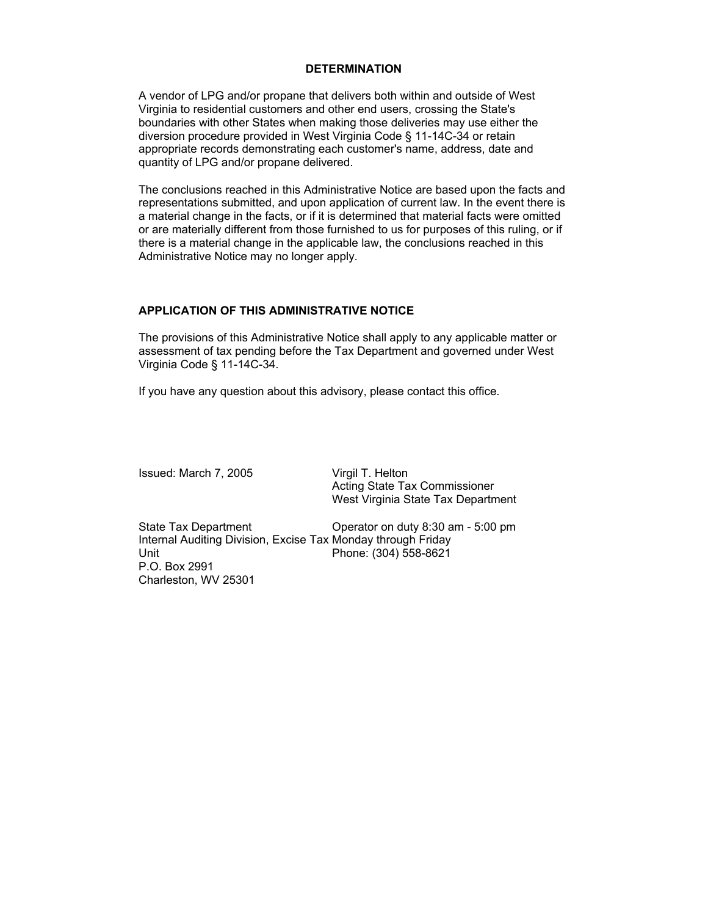## DETERMINATION

A vendor of LPG and/or propane that delivers both within and outside of West Virginia to residential customers and other end users, crossing the State's boundaries with other States when making those deliveries may use either the diversion procedure provided in West Virginia Code § 11-14C-34 or retain appropriate records demonstrating each customer's name, address, date and quantity of LPG and/or propane delivered.

The conclusions reached in this Administrative Notice are based upon the facts and representations submitted, and upon application of current law. In the event there is a material change in the facts, or if it is determined that material facts were omitted or are materially different from those furnished to us for purposes of this ruling, or if there is a material change in the applicable law, the conclusions reached in this Administrative Notice may no longer apply.

## APPLICATION OF THIS ADMINISTRATIVE NOTICE

The provisions of this Administrative Notice shall apply to any applicable matter or assessment of tax pending before the Tax Department and governed under West Virginia Code § 11-14C-34.

If you have any question about this advisory, please contact this office.

Issued: March 7, 2005

Virgil T. Helton
Acting State Tax Commissioner
West Virginia State Tax Department

State Tax Department
Internal Auditing Division, Excise Tax Unit
P.O. Box 2991
Charleston, WV 25301

Operator on duty 8:30 am - 5:00 pm
Monday through Friday
Phone: (304) 558-8621